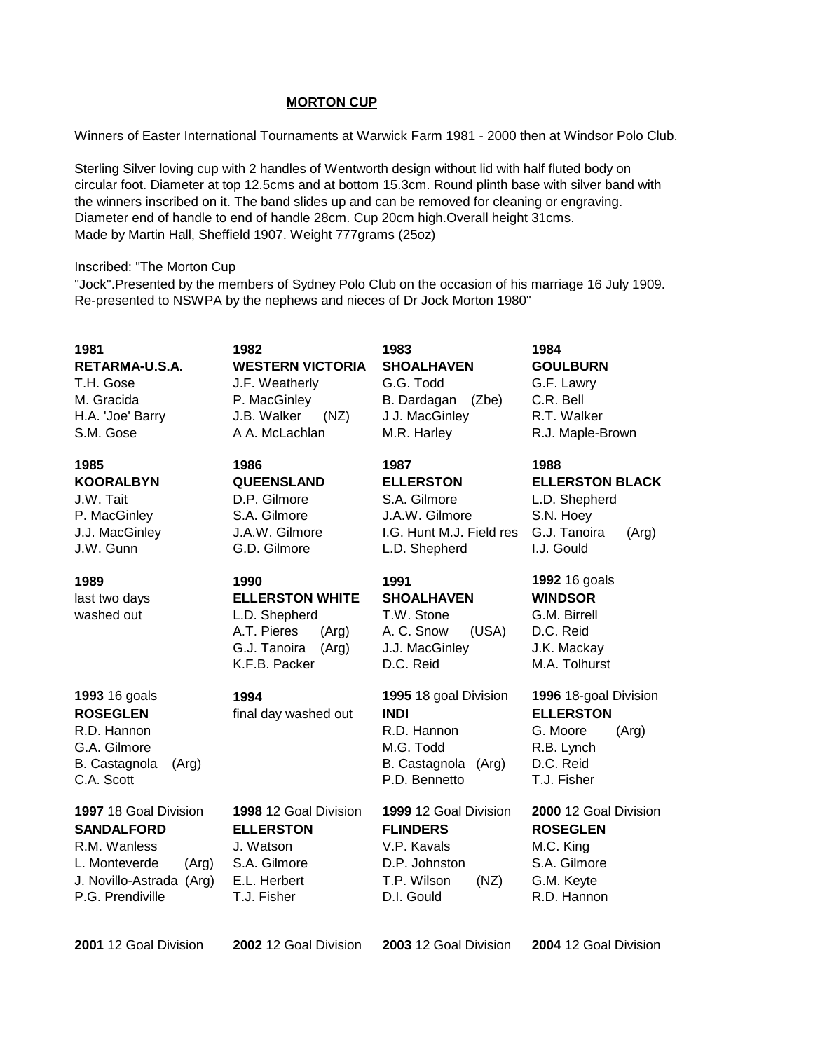# MORTON CUP

Winners of Easter International Tournaments at Warwick Farm 1981 - 2000 then at Windsor Polo Club.

Sterling Silver loving cup with 2 handles of Wentworth design without lid with half fluted body on circular foot. Diameter at top 12.5cms and at bottom 15.3cm. Round plinth base with silver band with the winners inscribed on it. The band slides up and can be removed for cleaning or engraving. Diameter end of handle to end of handle 28cm. Cup 20cm high.Overall height 31cms. Made by Martin Hall, Sheffield 1907. Weight 777grams (25oz)

Inscribed: "The Morton Cup
"Jock".Presented by the members of Sydney Polo Club on the occasion of his marriage 16 July 1909. Re-presented to NSWPA by the nephews and nieces of Dr Jock Morton 1980"

| **1981** | **1982** | **1983** | **1984** |
|---|---|---|---|
| **RETARMA-U.S.A.** | **WESTERN VICTORIA** | **SHOALHAVEN** | **GOULBURN** |
| T.H. Gose | J.F. Weatherly | G.G. Todd | G.F. Lawry |
| M. Gracida | P. MacGinley | B. Dardagan (Zbe) | C.R. Bell |
| H.A. 'Joe' Barry | J.B. Walker (NZ) | J J. MacGinley | R.T. Walker |
| S.M. Gose | A A. McLachlan | M.R. Harley | R.J. Maple-Brown |
| **1985** | **1986** | **1987** | **1988** |
| **KOORALBYN** | **QUEENSLAND** | **ELLERSTON** | **ELLERSTON BLACK** |
| J.W. Tait | D.P. Gilmore | S.A. Gilmore | L.D. Shepherd |
| P. MacGinley | S.A. Gilmore | J.A.W. Gilmore | S.N. Hoey |
| J.J. MacGinley | J.A.W. Gilmore | I.G. Hunt M.J. Field res | G.J. Tanoira (Arg) |
| J.W. Gunn | G.D. Gilmore | L.D. Shepherd | I.J. Gould |
| **1989** | **1990** | **1991** | **1992** 16 goals |
| last two days | **ELLERSTON WHITE** | **SHOALHAVEN** | **WINDSOR** |
| washed out | L.D. Shepherd | T.W. Stone | G.M. Birrell |
| | A.T. Pieres (Arg) | A. C. Snow (USA) | D.C. Reid |
| | G.J. Tanoira (Arg) | J.J. MacGinley | J.K. Mackay |
| | K.F.B. Packer | D.C. Reid | M.A. Tolhurst |
| **1993** 16 goals | **1994** | **1995** 18 goal Division | **1996** 18-goal Division |
| **ROSEGLEN** | final day washed out | **INDI** | **ELLERSTON** |
| R.D. Hannon | | R.D. Hannon | G. Moore (Arg) |
| G.A. Gilmore | | M.G. Todd | R.B. Lynch |
| B. Castagnola (Arg) | | B. Castagnola (Arg) | D.C. Reid |
| C.A. Scott | | P.D. Bennetto | T.J. Fisher |
| **1997** 18 Goal Division | **1998** 12 Goal Division | **1999** 12 Goal Division | **2000** 12 Goal Division |
| **SANDALFORD** | **ELLERSTON** | **FLINDERS** | **ROSEGLEN** |
| R.M. Wanless | J. Watson | V.P. Kavals | M.C. King |
| L. Monteverde (Arg) | S.A. Gilmore | D.P. Johnston | S.A. Gilmore |
| J. Novillo-Astrada (Arg) | E.L. Herbert | T.P. Wilson (NZ) | G.M. Keyte |
| P.G. Prendiville | T.J. Fisher | D.I. Gould | R.D. Hannon |
| **2001** 12 Goal Division | **2002** 12 Goal Division | **2003** 12 Goal Division | **2004** 12 Goal Division |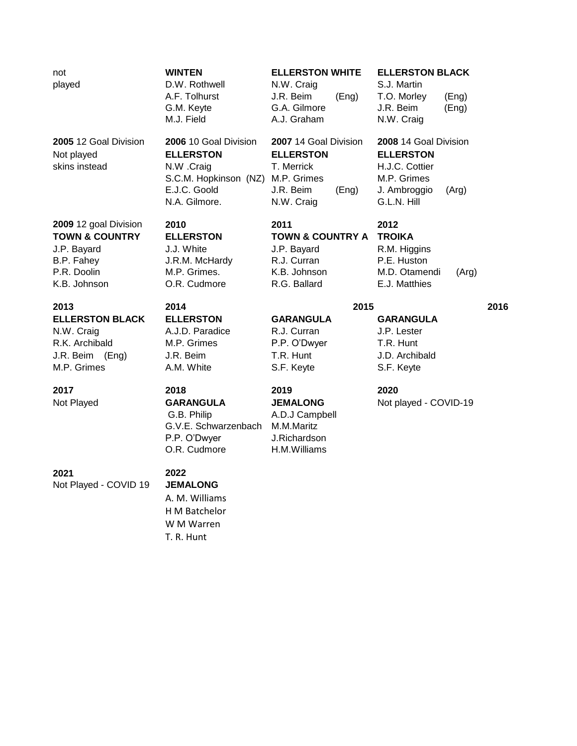| not played | **WINTEN** | **ELLERSTON WHITE** | **ELLERSTON BLACK** |
|---|---|---|---|
| | D.W. Rothwell | N.W. Craig | S.J. Martin |
| | A.F. Tolhurst | J.R. Beim (Eng) | T.O. Morley (Eng) |
| | G.M. Keyte | G.A. Gilmore | J.R. Beim (Eng) |
| | M.J. Field | A.J. Graham | N.W. Craig |

| **2005** 12 Goal Division | **2006** 10 Goal Division | **2007** 14 Goal Division | **2008** 14 Goal Division |
|---|---|---|---|
| Not played | **ELLERSTON** | **ELLERSTON** | **ELLERSTON** |
| skins instead | N.W .Craig | T. Merrick | H.J.C. Cottier |
| | S.C.M. Hopkinson (NZ) | M.P. Grimes | M.P. Grimes |
| | E.J.C. Goold | J.R. Beim (Eng) | J. Ambroggio (Arg) |
| | N.A. Gilmore. | N.W. Craig | G.L.N. Hill |

| **2009** 12 goal Division | **2010** | **2011** | **2012** |
|---|---|---|---|
| **TOWN & COUNTRY** | **ELLERSTON** | **TOWN & COUNTRY A** | **TROIKA** |
| J.P. Bayard | J.J. White | J.P. Bayard | R.M. Higgins |
| B.P. Fahey | J.R.M. McHardy | R.J. Curran | P.E. Huston |
| P.R. Doolin | M.P. Grimes. | K.B. Johnson | M.D. Otamendi (Arg) |
| K.B. Johnson | O.R. Cudmore | R.G. Ballard | E.J. Matthies |

| **2013** | **2014** | **2015** | **2016** |
|---|---|---|---|
| **ELLERSTON BLACK** | **ELLERSTON** | **GARANGULA** | **GARANGULA** |
| N.W. Craig | A.J.D. Paradice | R.J. Curran | J.P. Lester |
| R.K. Archibald | M.P. Grimes | P.P. O'Dwyer | T.R. Hunt |
| J.R. Beim (Eng) | J.R. Beim | T.R. Hunt | J.D. Archibald |
| M.P. Grimes | A.M. White | S.F. Keyte | S.F. Keyte |

| **2017** | **2018** | **2019** | **2020** |
|---|---|---|---|
| Not Played | **GARANGULA** | **JEMALONG** | Not played - COVID-19 |
| | G.B. Philip | A.D.J Campbell | |
| | G.V.E. Schwarzenbach | M.M.Maritz | |
| | P.P. O'Dwyer | J.Richardson | |
| | O.R. Cudmore | H.M.Williams | |

| **2021** | **2022** |
|---|---|
| Not Played - COVID 19 | **JEMALONG** |
| | A. M. Williams |
| | H M Batchelor |
| | W M Warren |
| | T. R. Hunt |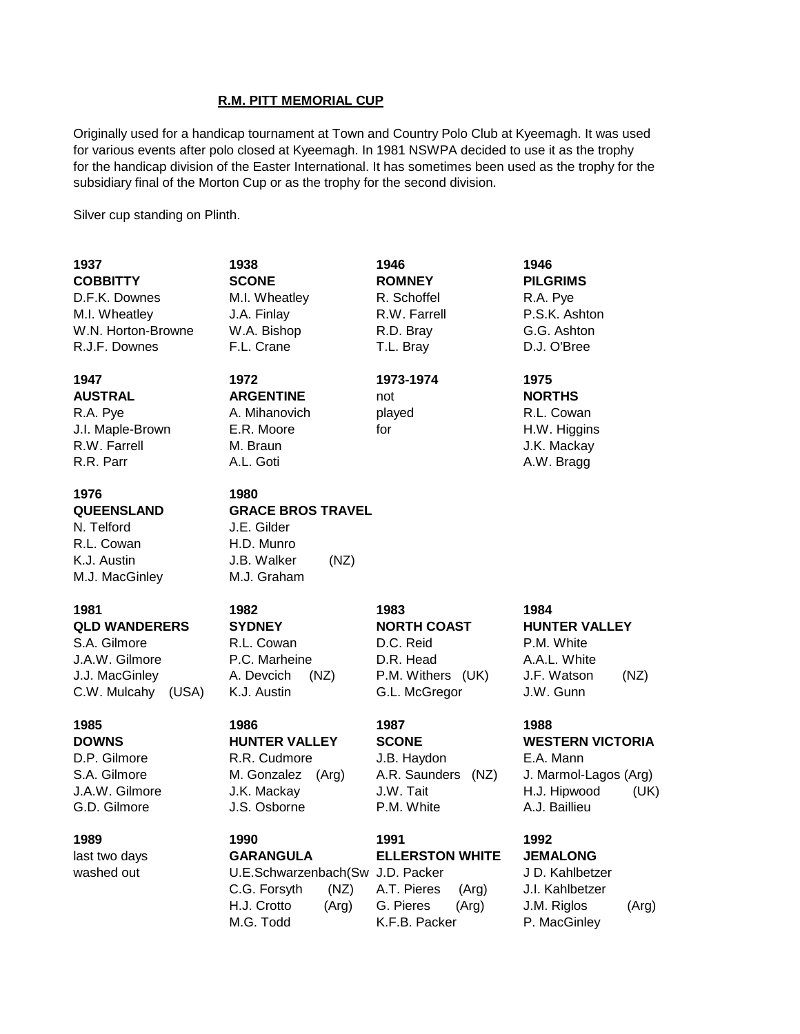## R.M. PITT MEMORIAL CUP

Originally used for a handicap tournament at Town and Country Polo Club at Kyeemagh. It was used for various events after polo closed at Kyeemagh. In 1981 NSWPA decided to use it as the trophy for the handicap division of the Easter International. It has sometimes been used as the trophy for the subsidiary final of the Morton Cup or as the trophy for the second division.

Silver cup standing on Plinth.

**1937**
**COBBITTY**
D.F.K. Downes
M.I. Wheatley
W.N. Horton-Browne
R.J.F. Downes

**1938**
**SCONE**
M.I. Wheatley
J.A. Finlay
W.A. Bishop
F.L. Crane

**1946**
**ROMNEY**
R. Schoffel
R.W. Farrell
R.D. Bray
T.L. Bray

**1946**
**PILGRIMS**
R.A. Pye
P.S.K. Ashton
G.G. Ashton
D.J. O'Bree

**1947**
**AUSTRAL**
R.A. Pye
J.I. Maple-Brown
R.W. Farrell
R.R. Parr

**1972**
**ARGENTINE**
A. Mihanovich
E.R. Moore
M. Braun
A.L. Goti

**1973-1974**
not played for

**1975**
**NORTHS**
R.L. Cowan
H.W. Higgins
J.K. Mackay
A.W. Bragg

**1976**
**QUEENSLAND**
N. Telford
R.L. Cowan
K.J. Austin
M.J. MacGinley

**1980**
**GRACE BROS TRAVEL**
J.E. Gilder
H.D. Munro
J.B. Walker (NZ)
M.J. Graham

**1981**
**QLD WANDERERS**
S.A. Gilmore
J.A.W. Gilmore
J.J. MacGinley
C.W. Mulcahy (USA)

**1982**
**SYDNEY**
R.L. Cowan
P.C. Marheine
A. Devcich (NZ)
K.J. Austin

**1983**
**NORTH COAST**
D.C. Reid
D.R. Head
P.M. Withers (UK)
G.L. McGregor

**1984**
**HUNTER VALLEY**
P.M. White
A.A.L. White
J.F. Watson (NZ)
J.W. Gunn

**1985**
**DOWNS**
D.P. Gilmore
S.A. Gilmore
J.A.W. Gilmore
G.D. Gilmore

**1986**
**HUNTER VALLEY**
R.R. Cudmore
M. Gonzalez (Arg)
J.K. Mackay
J.S. Osborne

**1987**
**SCONE**
J.B. Haydon
A.R. Saunders (NZ)
J.W. Tait
P.M. White

**1988**
**WESTERN VICTORIA**
E.A. Mann
J. Marmol-Lagos (Arg)
H.J. Hipwood (UK)
A.J. Baillieu

**1989**
last two days washed out

**1990**
**GARANGULA**
U.E.Schwarzenbach(Sw
C.G. Forsyth (NZ)
H.J. Crotto (Arg)
M.G. Todd

**1991**
**ELLERSTON WHITE**
J.D. Packer
A.T. Pieres (Arg)
G. Pieres (Arg)
K.F.B. Packer

**1992**
**JEMALONG**
J D. Kahlbetzer
J.I. Kahlbetzer
J.M. Riglos (Arg)
P. MacGinley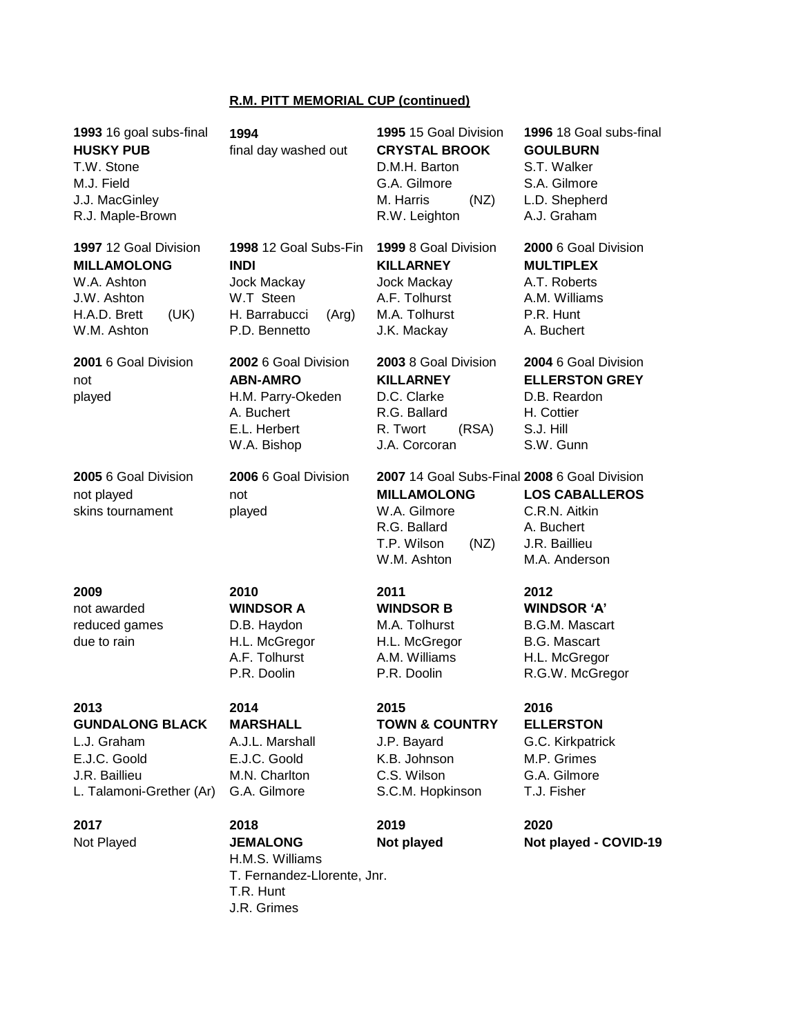**R.M. PITT MEMORIAL CUP (continued)**

**1993** 16 goal subs-final
**HUSKY PUB**
T.W. Stone
M.J. Field
J.J. MacGinley
R.J. Maple-Brown

**1994**
final day washed out

**1995** 15 Goal Division
**CRYSTAL BROOK**
D.M.H. Barton
G.A. Gilmore
M. Harris (NZ)
R.W. Leighton

**1996** 18 Goal subs-final
**GOULBURN**
S.T. Walker
S.A. Gilmore
L.D. Shepherd
A.J. Graham

**1997** 12 Goal Division
**MILLAMOLONG**
W.A. Ashton
J.W. Ashton
H.A.D. Brett (UK)
W.M. Ashton

**1998** 12 Goal Subs-Fin
**INDI**
Jock Mackay
W.T Steen
H. Barrabucci (Arg)
P.D. Bennetto

**1999** 8 Goal Division
**KILLARNEY**
Jock Mackay
A.F. Tolhurst
M.A. Tolhurst
J.K. Mackay

**2000** 6 Goal Division
**MULTIPLEX**
A.T. Roberts
A.M. Williams
P.R. Hunt
A. Buchert

**2001** 6 Goal Division
not
played

**2002** 6 Goal Division
**ABN-AMRO**
H.M. Parry-Okeden
A. Buchert
E.L. Herbert
W.A. Bishop

**2003** 8 Goal Division
**KILLARNEY**
D.C. Clarke
R.G. Ballard
R. Twort (RSA)
J.A. Corcoran

**2004** 6 Goal Division
**ELLERSTON GREY**
D.B. Reardon
H. Cottier
S.J. Hill
S.W. Gunn

**2005** 6 Goal Division
not played
skins tournament

**2006** 6 Goal Division
not
played

**2007** 14 Goal Subs-Final
**MILLAMOLONG**
W.A. Gilmore
R.G. Ballard
T.P. Wilson (NZ)
W.M. Ashton

**2008** 6 Goal Division
**LOS CABALLEROS**
C.R.N. Aitkin
A. Buchert
J.R. Baillieu
M.A. Anderson

**2009**
not awarded
reduced games
due to rain

**2010**
**WINDSOR A**
D.B. Haydon
H.L. McGregor
A.F. Tolhurst
P.R. Doolin

**2011**
**WINDSOR B**
M.A. Tolhurst
H.L. McGregor
A.M. Williams
P.R. Doolin

**2012**
**WINDSOR 'A'**
B.G.M. Mascart
B.G. Mascart
H.L. McGregor
R.G.W. McGregor

**2013**
**GUNDALONG BLACK**
L.J. Graham
E.J.C. Goold
J.R. Baillieu
L. Talamoni-Grether (Ar)

**2014**
**MARSHALL**
A.J.L. Marshall
E.J.C. Goold
M.N. Charlton
G.A. Gilmore

**2015**
**TOWN & COUNTRY**
J.P. Bayard
K.B. Johnson
C.S. Wilson
S.C.M. Hopkinson

**2016**
**ELLERSTON**
G.C. Kirkpatrick
M.P. Grimes
G.A. Gilmore
T.J. Fisher

**2017**
Not Played

**2018**
**JEMALONG**
H.M.S. Williams
T. Fernandez-Llorente, Jnr.
T.R. Hunt
J.R. Grimes

**2019**
**Not played**

**2020**
**Not played - COVID-19**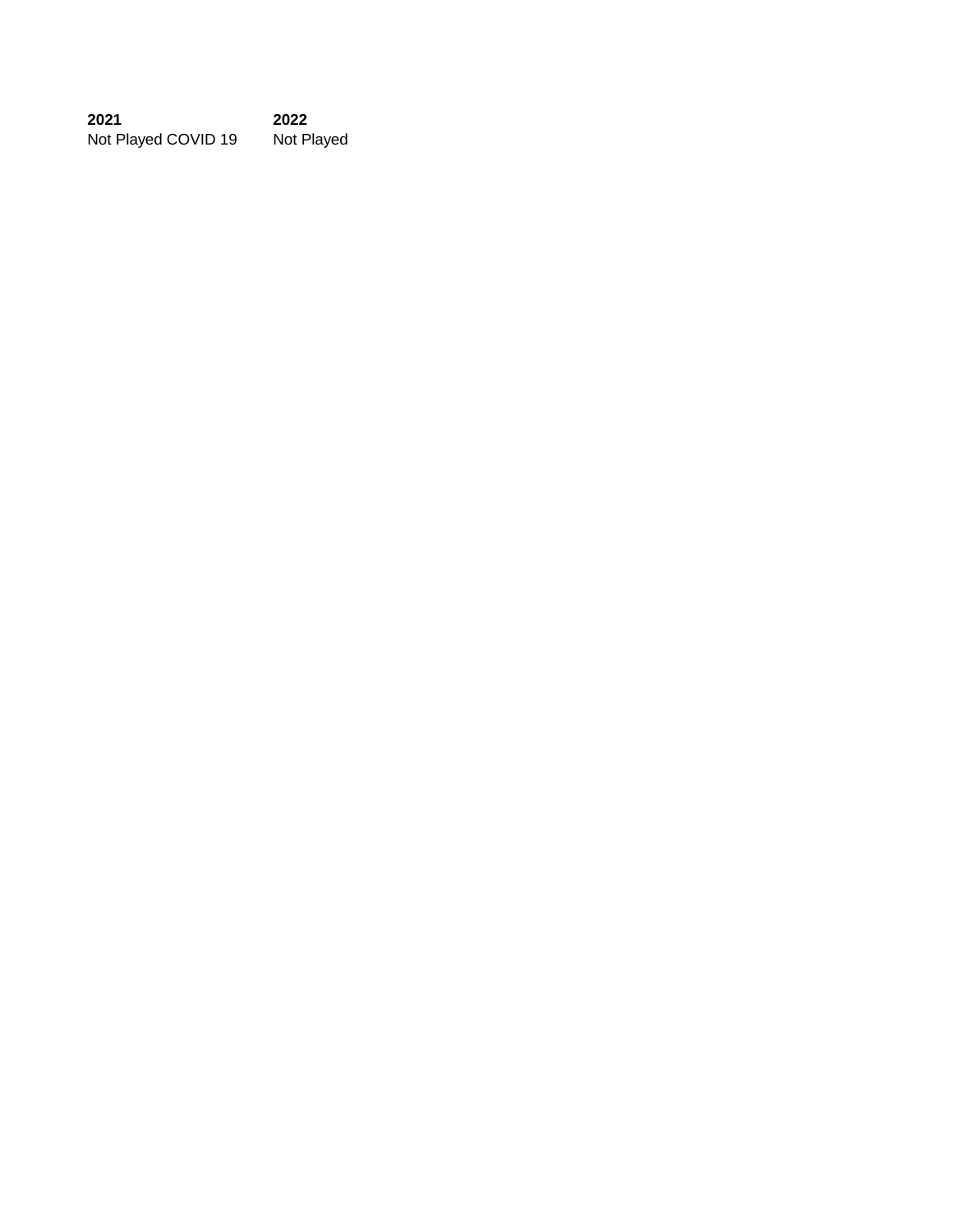| **2021** | **2022** |
| --- | --- |
| Not Played COVID 19 | Not Played |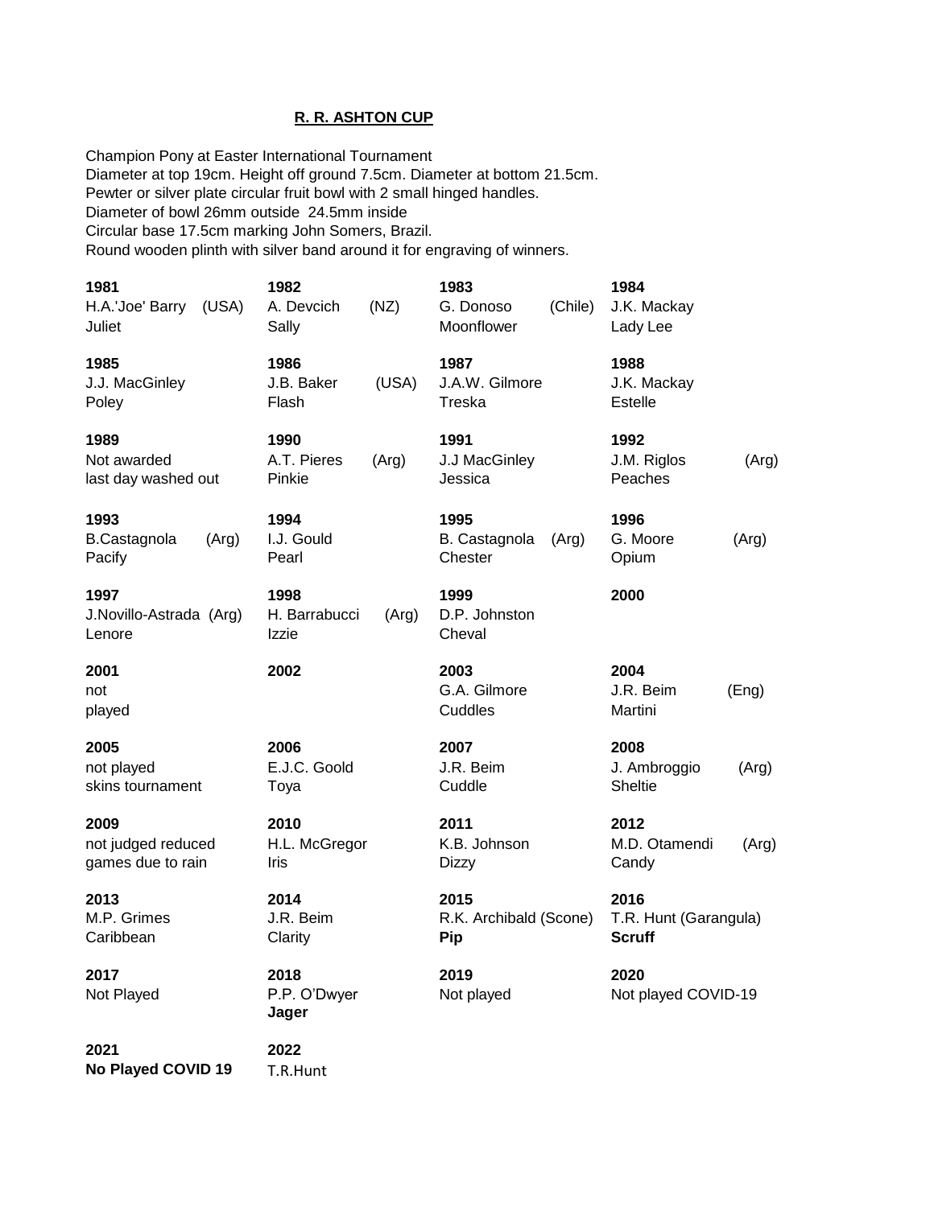## R. R. ASHTON CUP

Champion Pony at Easter International Tournament
Diameter at top 19cm. Height off ground 7.5cm. Diameter at bottom 21.5cm.
Pewter or silver plate circular fruit bowl with 2 small hinged handles.
Diameter of bowl 26mm outside 24.5mm inside
Circular base 17.5cm marking John Somers, Brazil.
Round wooden plinth with silver band around it for engraving of winners.

| | | | |
|---|---|---|---|
| **1981**<br>H.A.'Joe' Barry (USA)<br>Juliet | **1982**<br>A. Devcich (NZ)<br>Sally | **1983**<br>G. Donoso (Chile)<br>Moonflower | **1984**<br>J.K. Mackay<br>Lady Lee |
| **1985**<br>J.J. MacGinley<br>Poley | **1986**<br>J.B. Baker (USA)<br>Flash | **1987**<br>J.A.W. Gilmore<br>Treska | **1988**<br>J.K. Mackay<br>Estelle |
| **1989**<br>Not awarded<br>last day washed out | **1990**<br>A.T. Pieres (Arg)<br>Pinkie | **1991**<br>J.J MacGinley<br>Jessica | **1992**<br>J.M. Riglos (Arg)<br>Peaches |
| **1993**<br>B.Castagnola (Arg)<br>Pacify | **1994**<br>I.J. Gould<br>Pearl | **1995**<br>B. Castagnola (Arg)<br>Chester | **1996**<br>G. Moore (Arg)<br>Opium |
| **1997**<br>J.Novillo-Astrada (Arg)<br>Lenore | **1998**<br>H. Barrabucci (Arg)<br>Izzie | **1999**<br>D.P. Johnston<br>Cheval | **2000** |
| **2001**<br>not<br>played | **2002** | **2003**<br>G.A. Gilmore<br>Cuddles | **2004**<br>J.R. Beim (Eng)<br>Martini |
| **2005**<br>not played<br>skins tournament | **2006**<br>E.J.C. Goold<br>Toya | **2007**<br>J.R. Beim<br>Cuddle | **2008**<br>J. Ambroggio (Arg)<br>Sheltie |
| **2009**<br>not judged reduced<br>games due to rain | **2010**<br>H.L. McGregor<br>Iris | **2011**<br>K.B. Johnson<br>Dizzy | **2012**<br>M.D. Otamendi (Arg)<br>Candy |
| **2013**<br>M.P. Grimes<br>Caribbean | **2014**<br>J.R. Beim<br>Clarity | **2015**<br>R.K. Archibald (Scone)<br>**Pip** | **2016**<br>T.R. Hunt (Garangula)<br>**Scruff** |
| **2017**<br>Not Played | **2018**<br>P.P. O'Dwyer<br>**Jager** | **2019**<br>Not played | **2020**<br>Not played COVID-19 |
| **2021**<br>**No Played COVID 19** | **2022**<br>T.R.Hunt | | |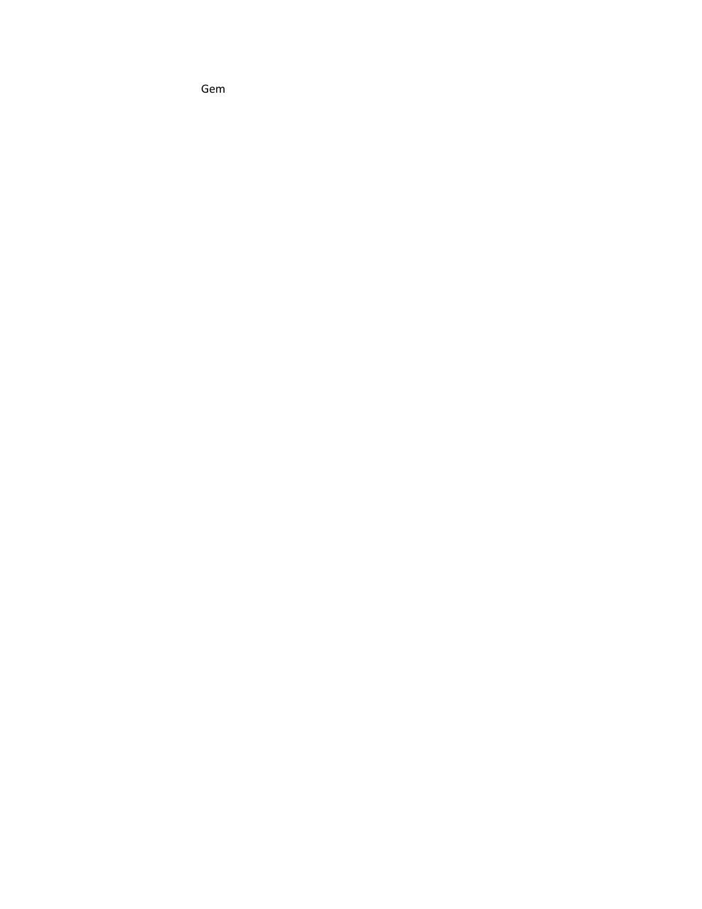Gem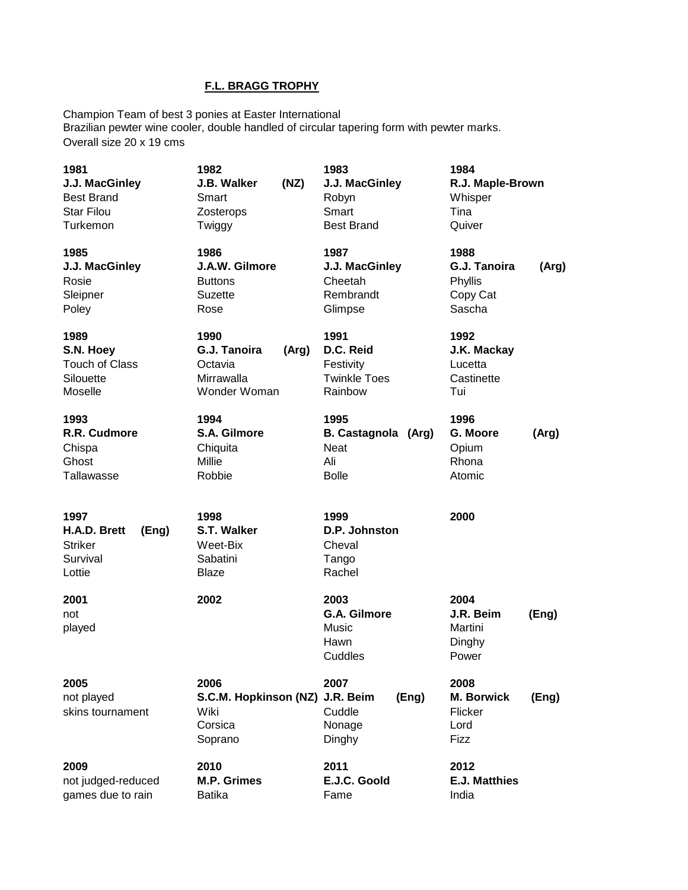## F.L. BRAGG TROPHY

Champion Team of best 3 ponies at Easter International
Brazilian pewter wine cooler, double handled of circular tapering form with pewter marks.
Overall size 20 x 19 cms

| 1981 | 1982 | 1983 | 1984 |
|---|---|---|---|
| **J.J. MacGinley** | **J.B. Walker (NZ)** | **J.J. MacGinley** | **R.J. Maple-Brown** |
| Best Brand | Smart | Robyn | Whisper |
| Star Filou | Zosterops | Smart | Tina |
| Turkemon | Twiggy | Best Brand | Quiver |

| 1985 | 1986 | 1987 | 1988 |
|---|---|---|---|
| **J.J. MacGinley** | **J.A.W. Gilmore** | **J.J. MacGinley** | **G.J. Tanoira (Arg)** |
| Rosie | Buttons | Cheetah | Phyllis |
| Sleipner | Suzette | Rembrandt | Copy Cat |
| Poley | Rose | Glimpse | Sascha |

| 1989 | 1990 | 1991 | 1992 |
|---|---|---|---|
| **S.N. Hoey** | **G.J. Tanoira (Arg)** | **D.C. Reid** | **J.K. Mackay** |
| Touch of Class | Octavia | Festivity | Lucetta |
| Silouette | Mirrawalla | Twinkle Toes | Castinette |
| Moselle | Wonder Woman | Rainbow | Tui |

| 1993 | 1994 | 1995 | 1996 |
|---|---|---|---|
| **R.R. Cudmore** | **S.A. Gilmore** | **B. Castagnola (Arg)** | **G. Moore (Arg)** |
| Chispa | Chiquita | Neat | Opium |
| Ghost | Millie | Ali | Rhona |
| Tallawasse | Robbie | Bolle | Atomic |

| 1997 | 1998 | 1999 | 2000 |
|---|---|---|---|
| **H.A.D. Brett (Eng)** | **S.T. Walker** | **D.P. Johnston** | |
| Striker | Weet-Bix | Cheval | |
| Survival | Sabatini | Tango | |
| Lottie | Blaze | Rachel | |

| 2001 | 2002 | 2003 | 2004 |
|---|---|---|---|
| not | | **G.A. Gilmore** | **J.R. Beim (Eng)** |
| played | | Music | Martini |
| | | Hawn | Dinghy |
| | | Cuddles | Power |

| 2005 | 2006 | 2007 | 2008 |
|---|---|---|---|
| not played | **S.C.M. Hopkinson (NZ)** | **J.R. Beim (Eng)** | **M. Borwick (Eng)** |
| skins tournament | Wiki | Cuddle | Flicker |
| | Corsica | Nonage | Lord |
| | Soprano | Dinghy | Fizz |

| 2009 | 2010 | 2011 | 2012 |
|---|---|---|---|
| not judged-reduced | **M.P. Grimes** | **E.J.C. Goold** | **E.J. Matthies** |
| games due to rain | Batika | Fame | India |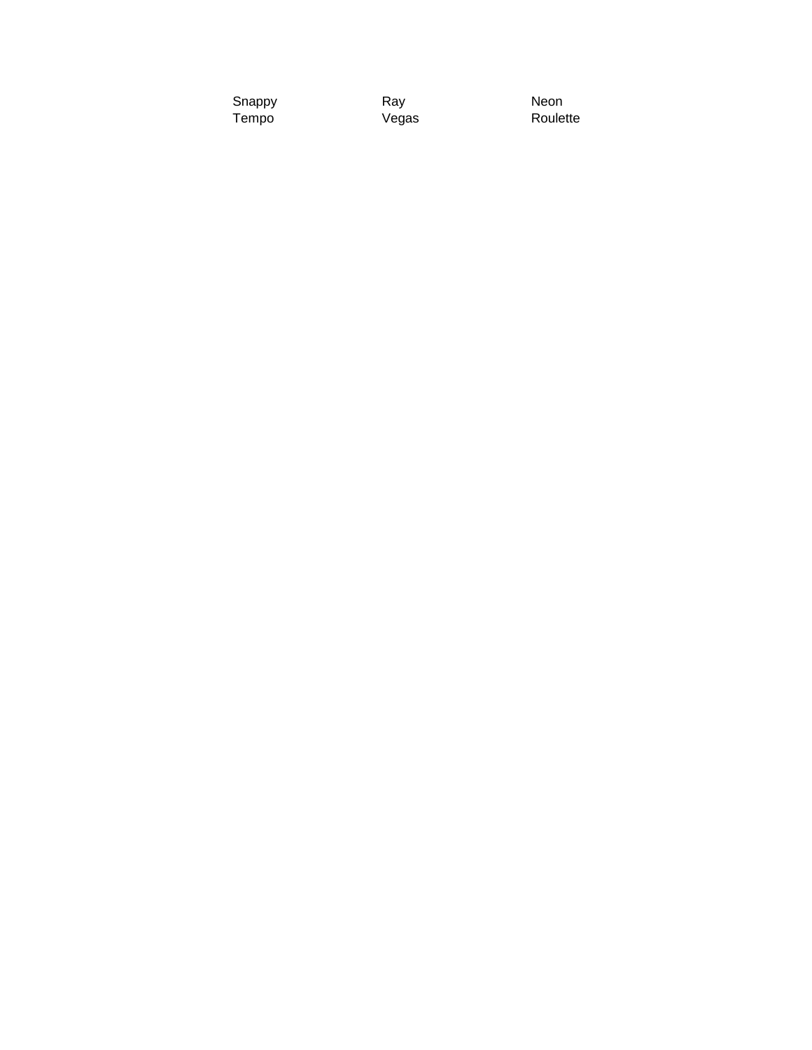| Snappy | Ray | Neon |
| --- | --- | --- |
| Tempo | Vegas | Roulette |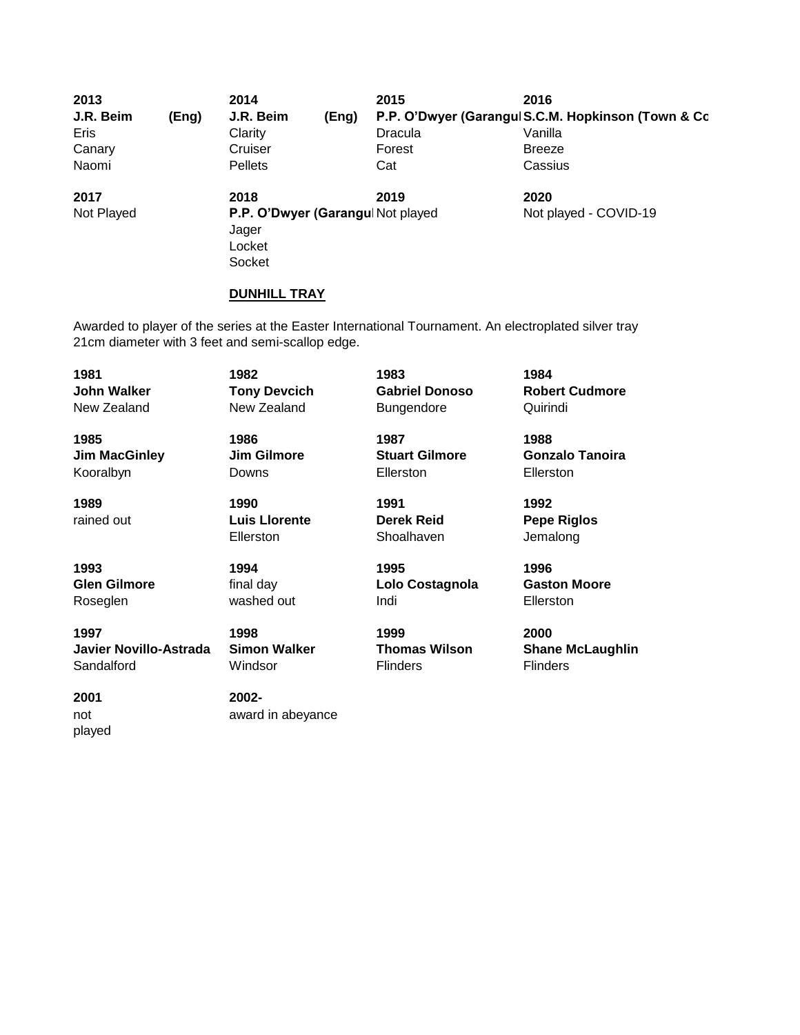| | | | |
|---|---|---|---|
| **2013** | **2014** | **2015** | **2016** |
| **J.R. Beim (Eng)** | **J.R. Beim (Eng)** | **P.P. O'Dwyer (Garangul** | **S.C.M. Hopkinson (Town & Co** |
| Eris | Clarity | Dracula | Vanilla |
| Canary | Cruiser | Forest | Breeze |
| Naomi | Pellets | Cat | Cassius |
| **2017** | **2018** | **2019** | **2020** |
| Not Played | **P.P. O'Dwyer (Garangul** | Not played | Not played - COVID-19 |
| | Jager | | |
| | Locket | | |
| | Socket | | |

## DUNHILL TRAY

Awarded to player of the series at the Easter International Tournament. An electroplated silver tray 21cm diameter with 3 feet and semi-scallop edge.

| | | | |
|---|---|---|---|
| **1981** | **1982** | **1983** | **1984** |
| **John Walker** | **Tony Devcich** | **Gabriel Donoso** | **Robert Cudmore** |
| New Zealand | New Zealand | Bungendore | Quirindi |
| **1985** | **1986** | **1987** | **1988** |
| **Jim MacGinley** | **Jim Gilmore** | **Stuart Gilmore** | **Gonzalo Tanoira** |
| Kooralbyn | Downs | Ellerston | Ellerston |
| **1989** | **1990** | **1991** | **1992** |
| rained out | **Luis Llorente** | **Derek Reid** | **Pepe Riglos** |
| | Ellerston | Shoalhaven | Jemalong |
| **1993** | **1994** | **1995** | **1996** |
| **Glen Gilmore** | final day | **Lolo Costagnola** | **Gaston Moore** |
| Roseglen | washed out | Indi | Ellerston |
| **1997** | **1998** | **1999** | **2000** |
| **Javier Novillo-Astrada** | **Simon Walker** | **Thomas Wilson** | **Shane McLaughlin** |
| Sandalford | Windsor | Flinders | Flinders |
| **2001** | **2002-** | | |
| not played | award in abeyance | | |